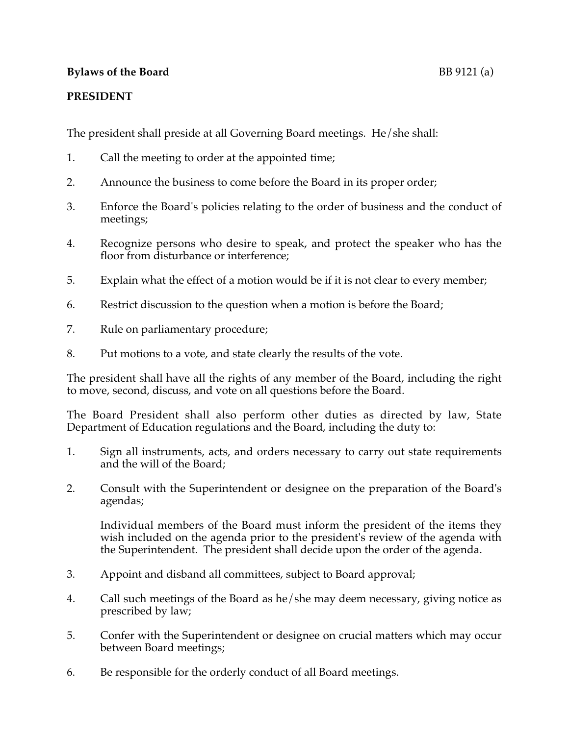**Bylaws of the Board** BB 9121 (a)

**PRESIDENT**

The president shall preside at all Governing Board meetings. He/she shall:

1. Call the meeting to order at the appointed time;

2. Announce the business to come before the Board in its proper order;

3. Enforce the Board's policies relating to the order of business and the conduct of meetings;

4. Recognize persons who desire to speak, and protect the speaker who has the floor from disturbance or interference;

5. Explain what the effect of a motion would be if it is not clear to every member;

6. Restrict discussion to the question when a motion is before the Board;

7. Rule on parliamentary procedure;

8. Put motions to a vote, and state clearly the results of the vote.

The president shall have all the rights of any member of the Board, including the right to move, second, discuss, and vote on all questions before the Board.

The Board President shall also perform other duties as directed by law, State Department of Education regulations and the Board, including the duty to:

1. Sign all instruments, acts, and orders necessary to carry out state requirements and the will of the Board;

2. Consult with the Superintendent or designee on the preparation of the Board's agendas;

   Individual members of the Board must inform the president of the items they wish included on the agenda prior to the president's review of the agenda with the Superintendent. The president shall decide upon the order of the agenda.

3. Appoint and disband all committees, subject to Board approval;

4. Call such meetings of the Board as he/she may deem necessary, giving notice as prescribed by law;

5. Confer with the Superintendent or designee on crucial matters which may occur between Board meetings;

6. Be responsible for the orderly conduct of all Board meetings.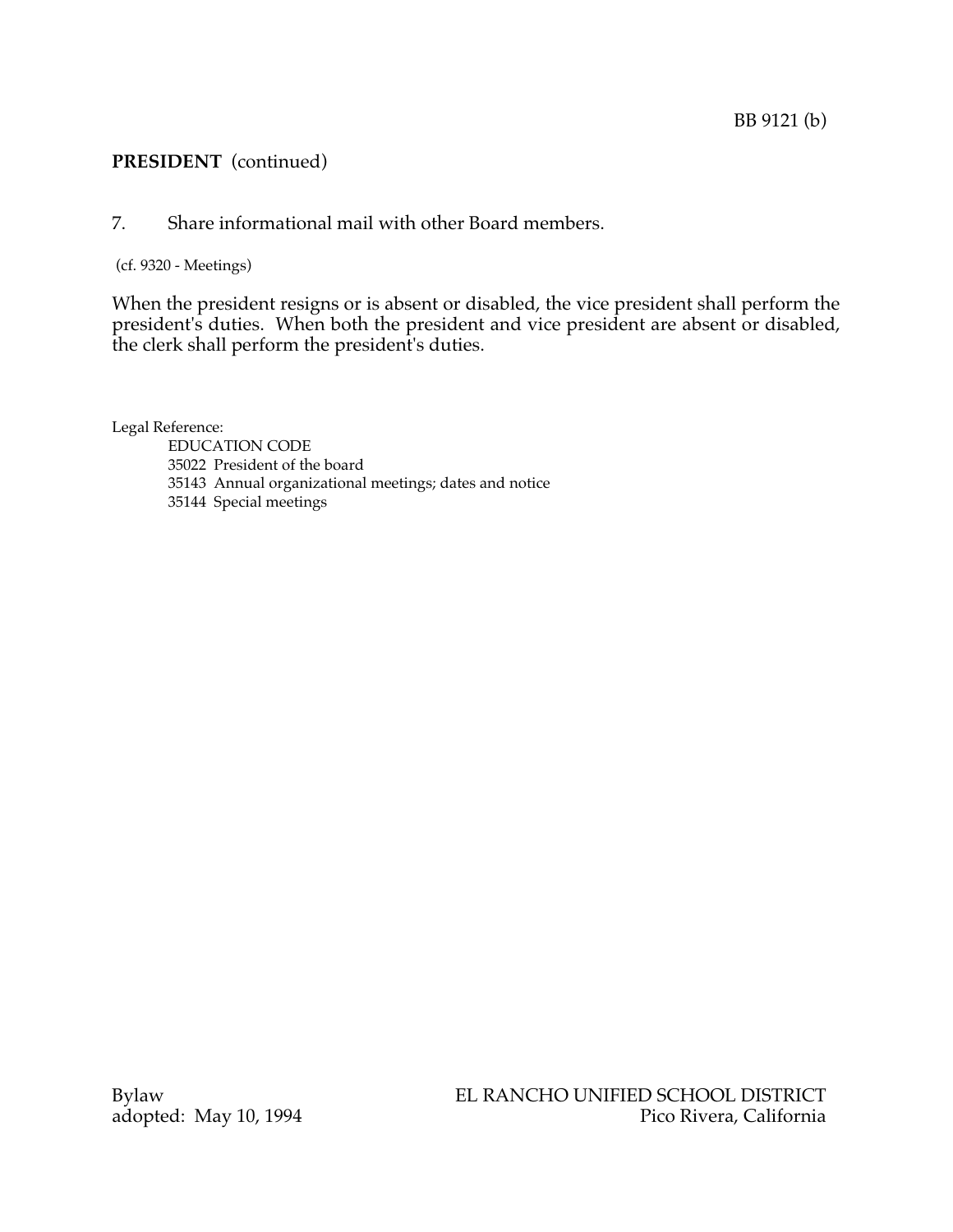**PRESIDENT** (continued)

7. Share informational mail with other Board members.

(cf. 9320 - Meetings)

When the president resigns or is absent or disabled, the vice president shall perform the president's duties. When both the president and vice president are absent or disabled, the clerk shall perform the president's duties.

Legal Reference:

EDUCATION CODE

35022 President of the board

35143 Annual organizational meetings; dates and notice

35144 Special meetings

Bylaw
adopted: May 10, 1994

EL RANCHO UNIFIED SCHOOL DISTRICT
Pico Rivera, California